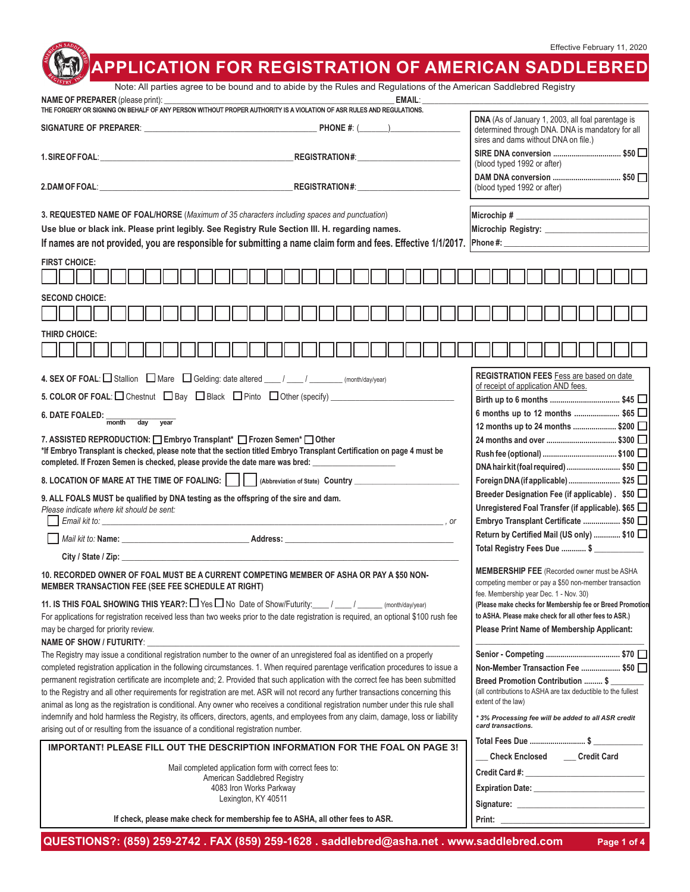Effective February 11, 2020

# APPLICATION FOR REGISTRATION OF AMERICAN SADDLEBRED

Note: All parties agree to be bound and to abide by the Rules and Regulations of the American Saddlebred Registry

**NAME OF PREPARER** (please print): ____________________ **EMAIL**: ____________________

THE FORGERY OR SIGNING ON BEHALF OF ANY PERSON WITHOUT PROPER AUTHORITY IS A VIOLATION OF ASR RULES AND REGULATIONS.

**SIGNATURE OF PREPARER**: ____________________ **PHONE #**: (______)______________

**1. SIRE OF FOAL**: ____________________ **REGISTRATION#**: ______________

**2. DAM OF FOAL**: ____________________ **REGISTRATION#**: ______________

**DNA** (As of January 1, 2003, all foal parentage is determined through DNA. DNA is mandatory for all sires and dams without DNA on file.)

- **SIRE DNA conversion** ................................ $50 ☐ (blood typed 1992 or after)
- **DAM DNA conversion** ................................ $50 ☐ (blood typed 1992 or after)

**Microchip #** ______________

**Microchip Registry**: ______________

**Phone #**: ______________

**3. REQUESTED NAME OF FOAL/HORSE** (*Maximum of 35 characters including spaces and punctuation*)

**Use blue or black ink. Please print legibly. See Registry Rule Section III. H. regarding names.**

**If names are not provided, you are responsible for submitting a name claim form and fees. Effective 1/1/2017.**

**FIRST CHOICE:** ☐☐☐☐☐☐☐☐☐☐☐☐☐☐☐☐☐☐☐☐☐☐☐☐☐☐☐☐☐☐☐☐☐☐☐

**SECOND CHOICE:** ☐☐☐☐☐☐☐☐☐☐☐☐☐☐☐☐☐☐☐☐☐☐☐☐☐☐☐☐☐☐☐☐☐☐☐

**THIRD CHOICE:** ☐☐☐☐☐☐☐☐☐☐☐☐☐☐☐☐☐☐☐☐☐☐☐☐☐☐☐☐☐☐☐☐☐☐☐

**4. SEX OF FOAL**: ☐ Stallion ☐ Mare ☐ Gelding: date altered ____ / ____ / ________ (month/day/year)

**5. COLOR OF FOAL**: ☐ Chestnut ☐ Bay ☐ Black ☐ Pinto ☐ Other (specify) ______________

**6. DATE FOALED**: ______________ (month day year)

**7. ASSISTED REPRODUCTION**: ☐ Embryo Transplant* ☐ Frozen Semen* ☐ Other

**\*If Embryo Transplant is checked, please note that the section titled Embryo Transplant Certification on page 4 must be completed. If Frozen Semen is checked, please provide the date mare was bred**: ______________

**8. LOCATION OF MARE AT THE TIME OF FOALING**: ☐☐ (Abbreviation of State) **Country** ______________

**9. ALL FOALS MUST be qualified by DNA testing as the offspring of the sire and dam.**

*Please indicate where kit should be sent:*

☐ *Email kit to:* ______________________________, *or*

☐ *Mail kit to:* **Name**: ______________ **Address**: ______________

**City / State / Zip**: ______________

**10. RECORDED OWNER OF FOAL MUST BE A CURRENT COMPETING MEMBER OF ASHA OR PAY A $50 NON-MEMBER TRANSACTION FEE (SEE FEE SCHEDULE AT RIGHT)**

**11. IS THIS FOAL SHOWING THIS YEAR?**: ☐ Yes ☐ No Date of Show/Futurity: ____ / ____ / ______ (month/day/year)

For applications for registration received less than two weeks prior to the date registration is required, an optional $100 rush fee may be charged for priority review.

**NAME OF SHOW / FUTURITY**: ______________

The Registry may issue a conditional registration number to the owner of an unregistered foal as identified on a properly completed registration application in the following circumstances. 1. When required parentage verification procedures to issue a permanent registration certificate are incomplete and; 2. Provided that such application with the correct fee has been submitted to the Registry and all other requirements for registration are met. ASR will not record any further transactions concerning this animal as long as the registration is conditional. Any owner who receives a conditional registration number under this rule shall indemnify and hold harmless the Registry, its officers, directors, agents, and employees from any claim, damage, loss or liability arising out of or resulting from the issuance of a conditional registration number.

**IMPORTANT! PLEASE FILL OUT THE DESCRIPTION INFORMATION FOR THE FOAL ON PAGE 3!**

Mail completed application form with correct fees to:
American Saddlebred Registry
4083 Iron Works Parkway
Lexington, KY 40511

**If check, please make check for membership fee to ASHA, all other fees to ASR.**

**REGISTRATION FEES** Fees are based on date of receipt of application AND fees.

- **Birth up to 6 months** ................................ $45 ☐
- **6 months up to 12 months** ...................... $65 ☐
- **12 months up to 24 months** .................... $200 ☐
- **24 months and over** ................................ $300 ☐
- **Rush fee (optional)** ................................ $100 ☐
- **DNA hair kit (foal required)** ..................... $50 ☐
- **Foreign DNA (if applicable)** ..................... $25 ☐
- **Breeder Designation Fee (if applicable)** . $50 ☐
- **Unregistered Foal Transfer (if applicable)**. $65 ☐
- **Embryo Transplant Certificate** ................ $50 ☐
- **Return by Certified Mail (US only)** ........... $10 ☐
- **Total Registry Fees Due** ........... $ ____________

**MEMBERSHIP FEE** (Recorded owner must be ASHA competing member or pay a $50 non-member transaction fee. Membership year Dec. 1 - Nov. 30)

**(Please make checks for Membership fee or Breed Promotion to ASHA. Please make check for all other fees to ASR.)**

**Please Print Name of Membership Applicant:** ______________

- **Senior - Competing** ................................ $70 ☐
- **Non-Member Transaction Fee** ................. $50 ☐
- **Breed Promotion Contribution** ......... $ ________

(all contributions to ASHA are tax deductible to the fullest extent of the law)

***\* 3% Processing fee will be added to all ASR credit card transactions.***

**Total Fees Due** .......................... $ ____________

___ **Check Enclosed** ___ **Credit Card**

**Credit Card #**: ______________

**Expiration Date**: ______________

**Signature**: ______________

**Print**: ______________

**QUESTIONS?: (859) 259-2742 . FAX (859) 259-1628 . saddlebred@asha.net . www.saddlebred.com**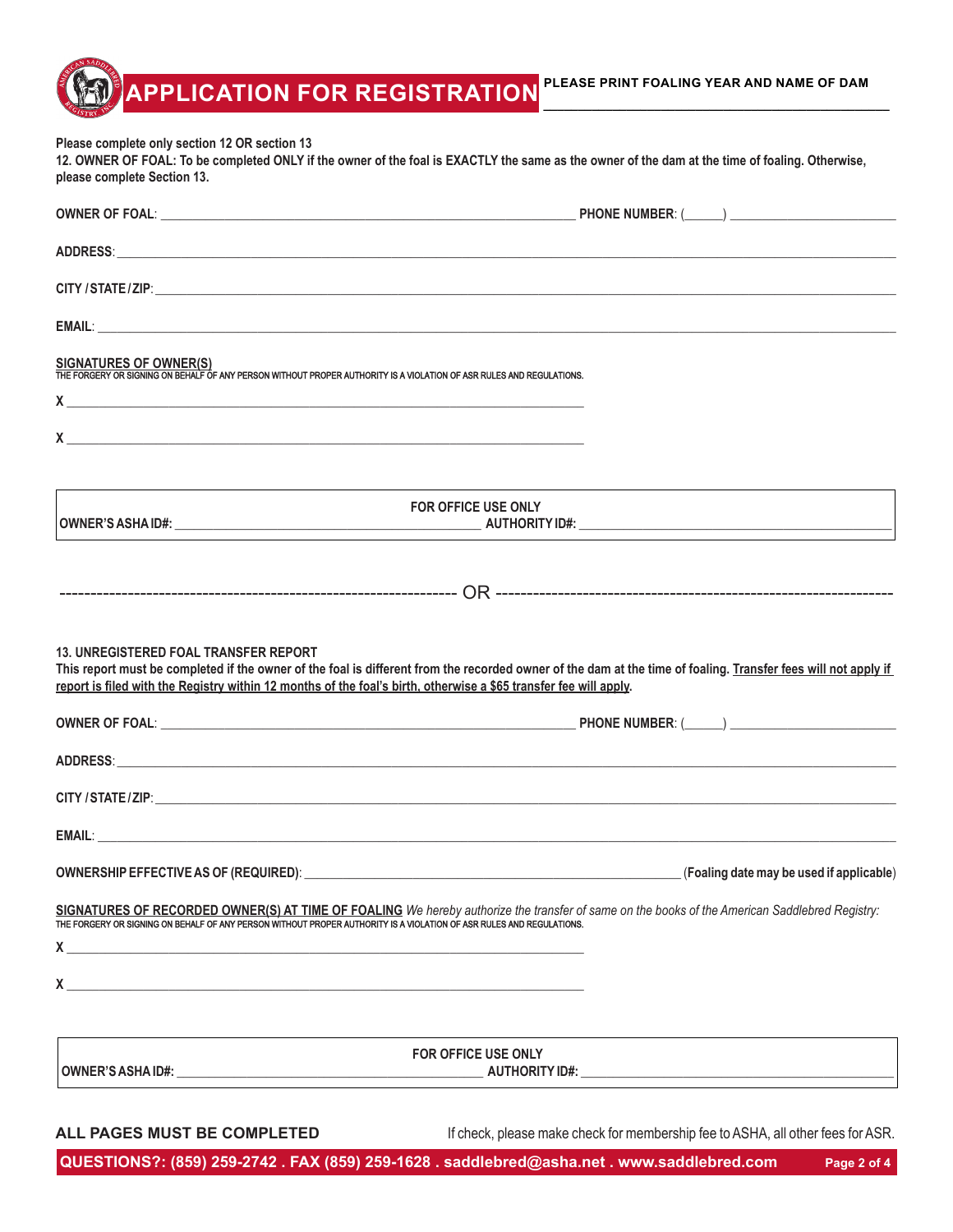# APPLICATION FOR REGISTRATION

**PLEASE PRINT FOALING YEAR AND NAME OF DAM** ______________________________

**Please complete only section 12 OR section 13**

**12. OWNER OF FOAL: To be completed ONLY if the owner of the foal is EXACTLY the same as the owner of the dam at the time of foaling. Otherwise, please complete Section 13.**

**OWNER OF FOAL**: ______________________________ **PHONE NUMBER**: (_____) ____________________

**ADDRESS**: ______________________________________________________________

**CITY / STATE / ZIP**: ______________________________________________________

**EMAIL**: ________________________________________________________________

**SIGNATURES OF OWNER(S)**

THE FORGERY OR SIGNING ON BEHALF OF ANY PERSON WITHOUT PROPER AUTHORITY IS A VIOLATION OF ASR RULES AND REGULATIONS.

**X** ______________________________________________

**X** ______________________________________________

| FOR OFFICE USE ONLY | |
|---|---|
| **OWNER'S ASHA ID#:** ____________________ | **AUTHORITY ID#:** ____________________ |

---------------------------------------- OR ----------------------------------------

**13. UNREGISTERED FOAL TRANSFER REPORT**

**This report must be completed if the owner of the foal is different from the recorded owner of the dam at the time of foaling. Transfer fees will not apply if report is filed with the Registry within 12 months of the foal's birth, otherwise a $65 transfer fee will apply.**

**OWNER OF FOAL**: ______________________________ **PHONE NUMBER**: (_____) ____________________

**ADDRESS**: ______________________________________________________________

**CITY / STATE / ZIP**: ______________________________________________________

**EMAIL**: ________________________________________________________________

**OWNERSHIP EFFECTIVE AS OF (REQUIRED)**: ______________________________ (**Foaling date may be used if applicable**)

**SIGNATURES OF RECORDED OWNER(S) AT TIME OF FOALING** *We hereby authorize the transfer of same on the books of the American Saddlebred Registry:*

THE FORGERY OR SIGNING ON BEHALF OF ANY PERSON WITHOUT PROPER AUTHORITY IS A VIOLATION OF ASR RULES AND REGULATIONS.

**X** ______________________________________________

**X** ______________________________________________

| FOR OFFICE USE ONLY | |
|---|---|
| **OWNER'S ASHA ID#:** ____________________ | **AUTHORITY ID#:** ____________________ |

**ALL PAGES MUST BE COMPLETED**

If check, please make check for membership fee to ASHA, all other fees for ASR.

**QUESTIONS?: (859) 259-2742 . FAX (859) 259-1628 . saddlebred@asha.net . www.saddlebred.com**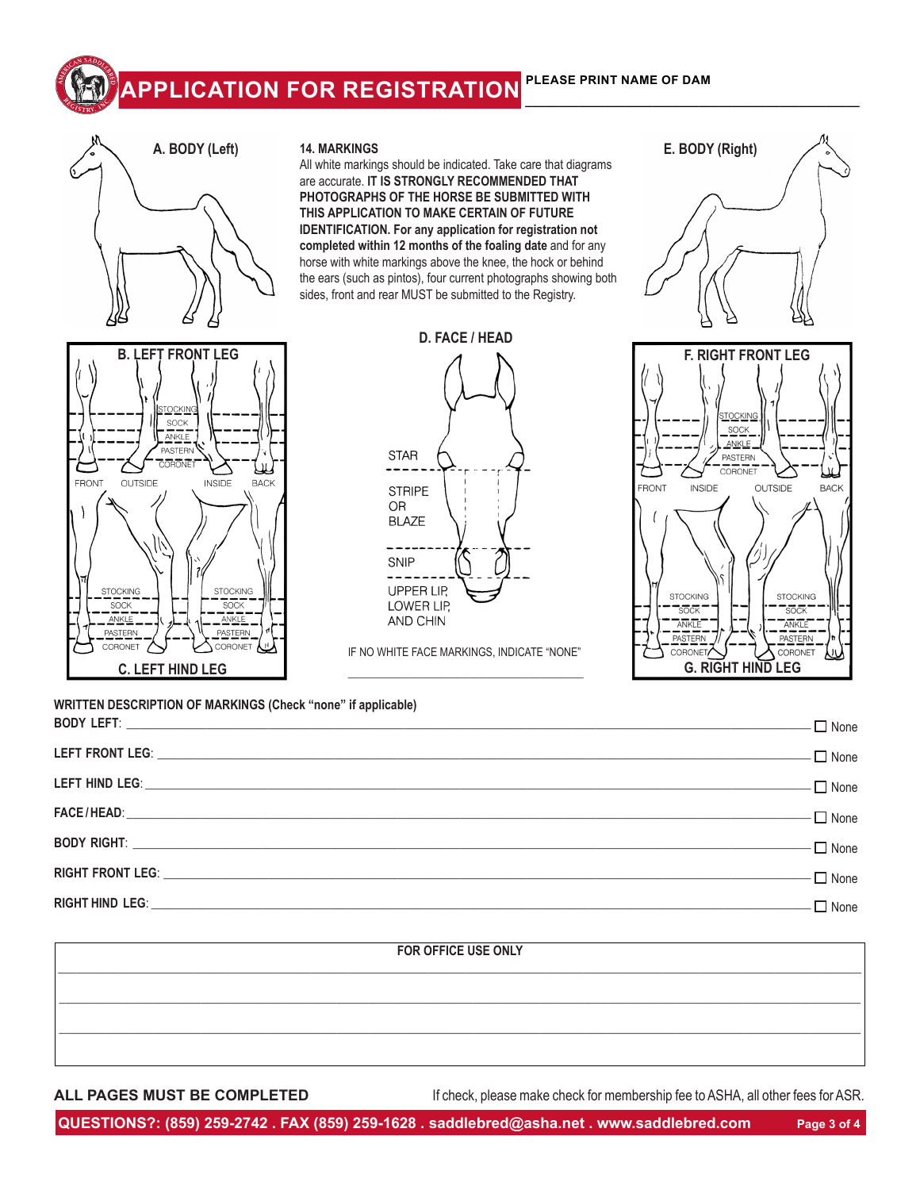# APPLICATION FOR REGISTRATION

**PLEASE PRINT NAME OF DAM** ______________________________

**A. BODY (Left)**

**14. MARKINGS**

All white markings should be indicated. Take care that diagrams are accurate. **IT IS STRONGLY RECOMMENDED THAT PHOTOGRAPHS OF THE HORSE BE SUBMITTED WITH THIS APPLICATION TO MAKE CERTAIN OF FUTURE IDENTIFICATION. For any application for registration not completed within 12 months of the foaling date** and for any horse with white markings above the knee, the hock or behind the ears (such as pintos), four current photographs showing both sides, front and rear MUST be submitted to the Registry.

**E. BODY (Right)**

**B. LEFT FRONT LEG**

STOCKING
SOCK
ANKLE
PASTERN
CORONET

FRONT OUTSIDE INSIDE BACK

STOCKING
SOCK
ANKLE
PASTERN
CORONET

**C. LEFT HIND LEG**

**D. FACE / HEAD**

STAR

STRIPE OR BLAZE

SNIP

UPPER LIP, LOWER LIP, AND CHIN

IF NO WHITE FACE MARKINGS, INDICATE "NONE"

______________________________

**F. RIGHT FRONT LEG**

STOCKING
SOCK
ANKLE
PASTERN
CORONET

FRONT INSIDE OUTSIDE BACK

STOCKING
SOCK
ANKLE
PASTERN
CORONET

**G. RIGHT HIND LEG**

**WRITTEN DESCRIPTION OF MARKINGS (Check "none" if applicable)**

**BODY LEFT**: ______________________________ ☐ None

**LEFT FRONT LEG**: ______________________________ ☐ None

**LEFT HIND LEG**: ______________________________ ☐ None

**FACE / HEAD**: ______________________________ ☐ None

**BODY RIGHT**: ______________________________ ☐ None

**RIGHT FRONT LEG**: ______________________________ ☐ None

**RIGHT HIND LEG**: ______________________________ ☐ None

**FOR OFFICE USE ONLY**

______________________________

______________________________

______________________________

**ALL PAGES MUST BE COMPLETED**

If check, please make check for membership fee to ASHA, all other fees for ASR.

**QUESTIONS?: (859) 259-2742 . FAX (859) 259-1628 . saddlebred@asha.net . www.saddlebred.com**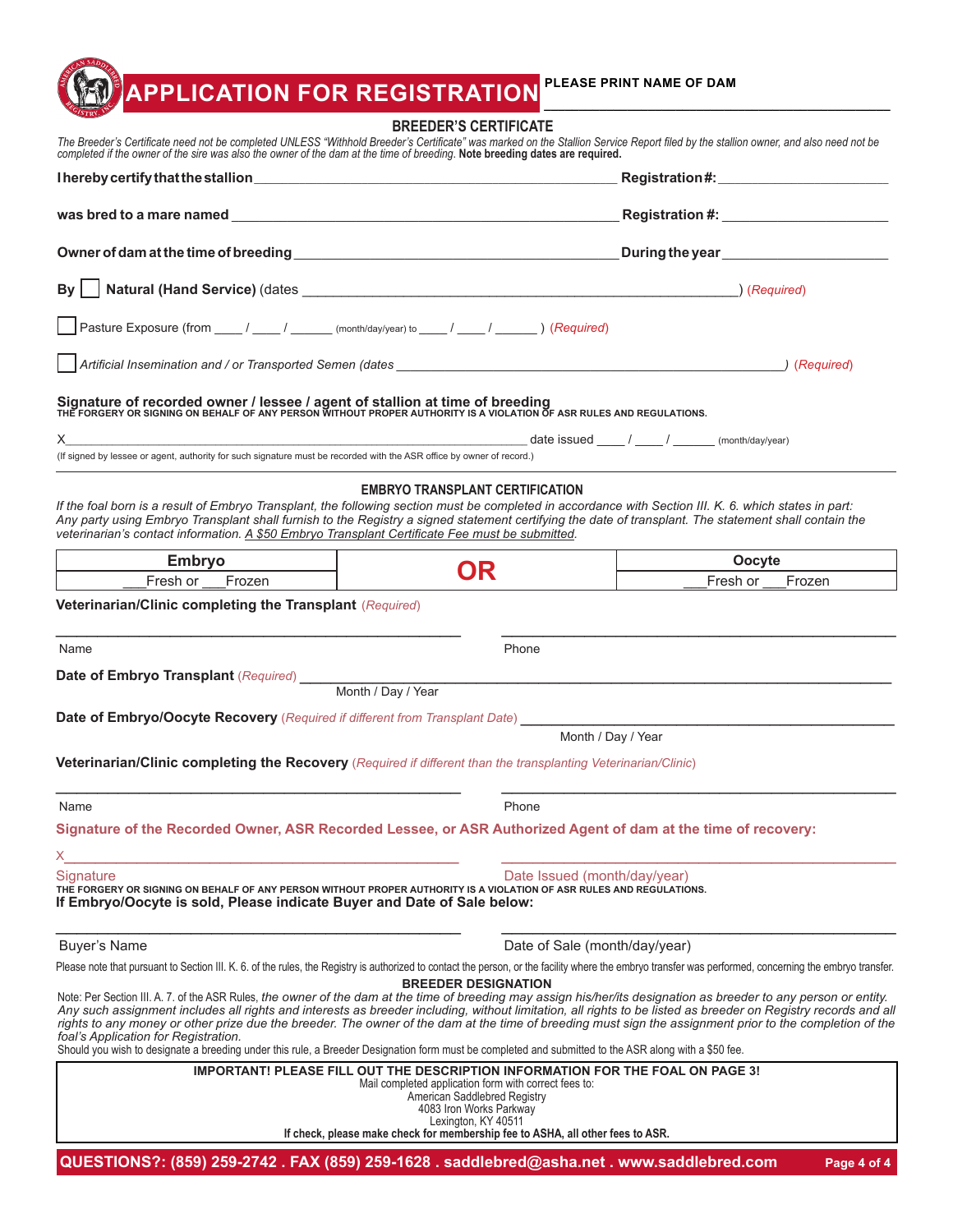# APPLICATION FOR REGISTRATION

**PLEASE PRINT NAME OF DAM** ________________________________________

## BREEDER'S CERTIFICATE

*The Breeder's Certificate need not be completed UNLESS "Withhold Breeder's Certificate" was marked on the Stallion Service Report filed by the stallion owner, and also need not be completed if the owner of the sire was also the owner of the dam at the time of breeding.* **Note breeding dates are required.**

**I hereby certify that the stallion** ____________________________________________ **Registration #:** ____________________

**was bred to a mare named** ____________________________________________ **Registration #:** ____________________

**Owner of dam at the time of breeding** ____________________________________ **During the year** ____________________

**By** ☐ **Natural (Hand Service)** (dates ____________________________________________) *(Required)*

☐ Pasture Exposure (from ____ / ____ / ______ (month/day/year) to ____ / ____ / ______ ) *(Required)*

☐ *Artificial Insemination and / or Transported Semen (dates ____________________________________________) (Required)*

**Signature of recorded owner / lessee / agent of stallion at time of breeding**
**THE FORGERY OR SIGNING ON BEHALF OF ANY PERSON WITHOUT PROPER AUTHORITY IS A VIOLATION OF ASR RULES AND REGULATIONS.**

X____________________________________________________________ date issued ____ / ____ / ______ (month/day/year)

(If signed by lessee or agent, authority for such signature must be recorded with the ASR office by owner of record.)

## EMBRYO TRANSPLANT CERTIFICATION

*If the foal born is a result of Embryo Transplant, the following section must be completed in accordance with Section III. K. 6. which states in part: Any party using Embryo Transplant shall furnish to the Registry a signed statement certifying the date of transplant. The statement shall contain the veterinarian's contact information. A $50 Embryo Transplant Certificate Fee must be submitted.*

| Embryo | | Oocyte |
|---|---|---|
| ___Fresh or ___Frozen | **OR** | ___Fresh or ___Frozen |

**Veterinarian/Clinic completing the Transplant** *(Required)*

______________________________ ______________________________
Name Phone

**Date of Embryo Transplant** *(Required)* ____________________________________________
Month / Day / Year

**Date of Embryo/Oocyte Recovery** *(Required if different from Transplant Date)* ______________________________
Month / Day / Year

**Veterinarian/Clinic completing the Recovery** *(Required if different than the transplanting Veterinarian/Clinic)*

______________________________ ______________________________
Name Phone

**Signature of the Recorded Owner, ASR Recorded Lessee, or ASR Authorized Agent of dam at the time of recovery:**

X______________________________ ______________________________
Signature Date Issued (month/day/year)

**THE FORGERY OR SIGNING ON BEHALF OF ANY PERSON WITHOUT PROPER AUTHORITY IS A VIOLATION OF ASR RULES AND REGULATIONS.**

**If Embryo/Oocyte is sold, Please indicate Buyer and Date of Sale below:**

______________________________ ______________________________
Buyer's Name Date of Sale (month/day/year)

Please note that pursuant to Section III. K. 6. of the rules, the Registry is authorized to contact the person, or the facility where the embryo transfer was performed, concerning the embryo transfer.

## BREEDER DESIGNATION

Note: Per Section III. A. 7. of the ASR Rules, *the owner of the dam at the time of breeding may assign his/her/its designation as breeder to any person or entity. Any such assignment includes all rights and interests as breeder including, without limitation, all rights to be listed as breeder on Registry records and all rights to any money or other prize due the breeder. The owner of the dam at the time of breeding must sign the assignment prior to the completion of the foal's Application for Registration.*

Should you wish to designate a breeding under this rule, a Breeder Designation form must be completed and submitted to the ASR along with a $50 fee.

**IMPORTANT! PLEASE FILL OUT THE DESCRIPTION INFORMATION FOR THE FOAL ON PAGE 3!**
Mail completed application form with correct fees to:
American Saddlebred Registry
4083 Iron Works Parkway
Lexington, KY 40511
**If check, please make check for membership fee to ASHA, all other fees to ASR.**

**QUESTIONS?: (859) 259-2742 . FAX (859) 259-1628 . saddlebred@asha.net . www.saddlebred.com**